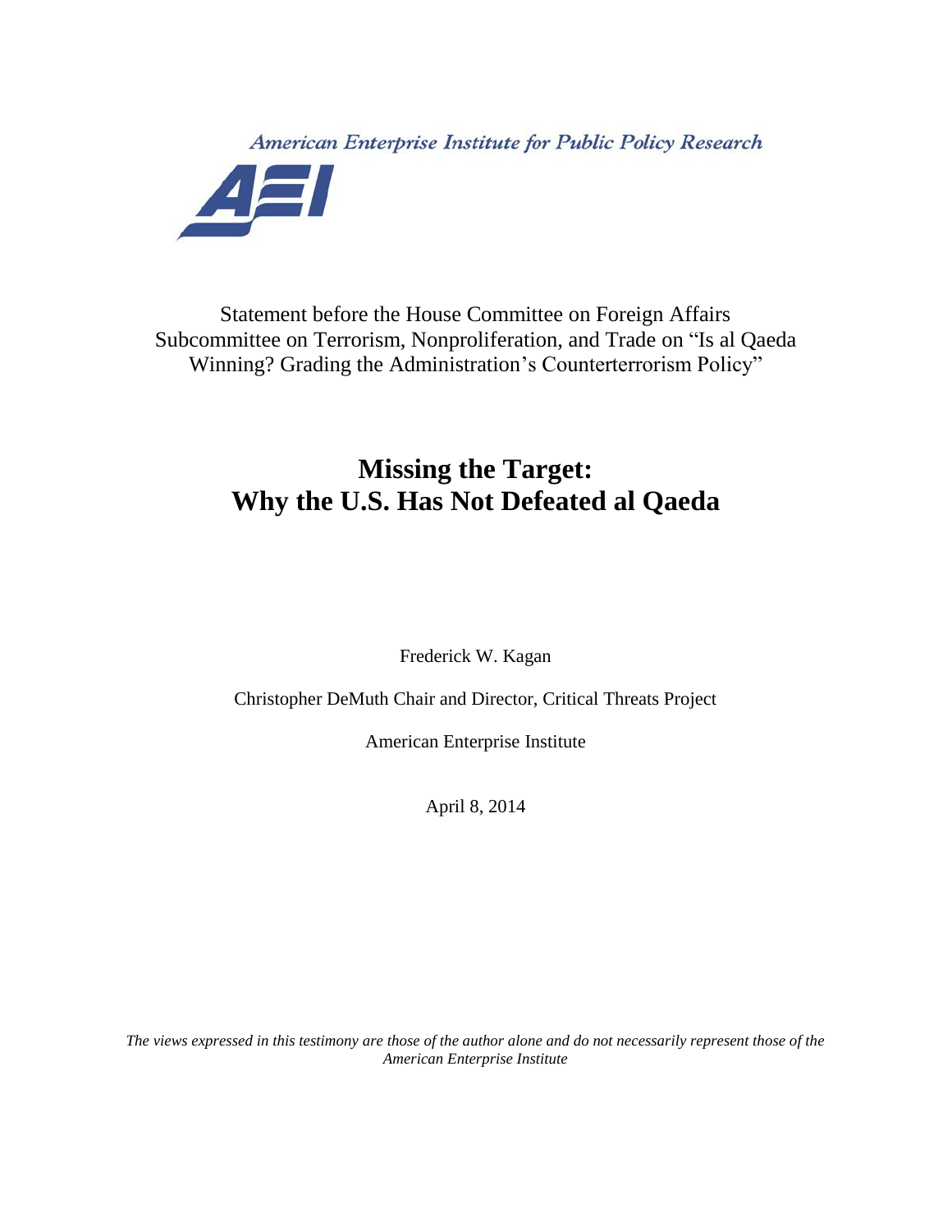American Enterprise Institute for Public Policy Research

AEI

Statement before the House Committee on Foreign Affairs Subcommittee on Terrorism, Nonproliferation, and Trade on "Is al Qaeda Winning? Grading the Administration's Counterterrorism Policy"

# Missing the Target: Why the U.S. Has Not Defeated al Qaeda

Frederick W. Kagan

Christopher DeMuth Chair and Director, Critical Threats Project

American Enterprise Institute

April 8, 2014

*The views expressed in this testimony are those of the author alone and do not necessarily represent those of the American Enterprise Institute*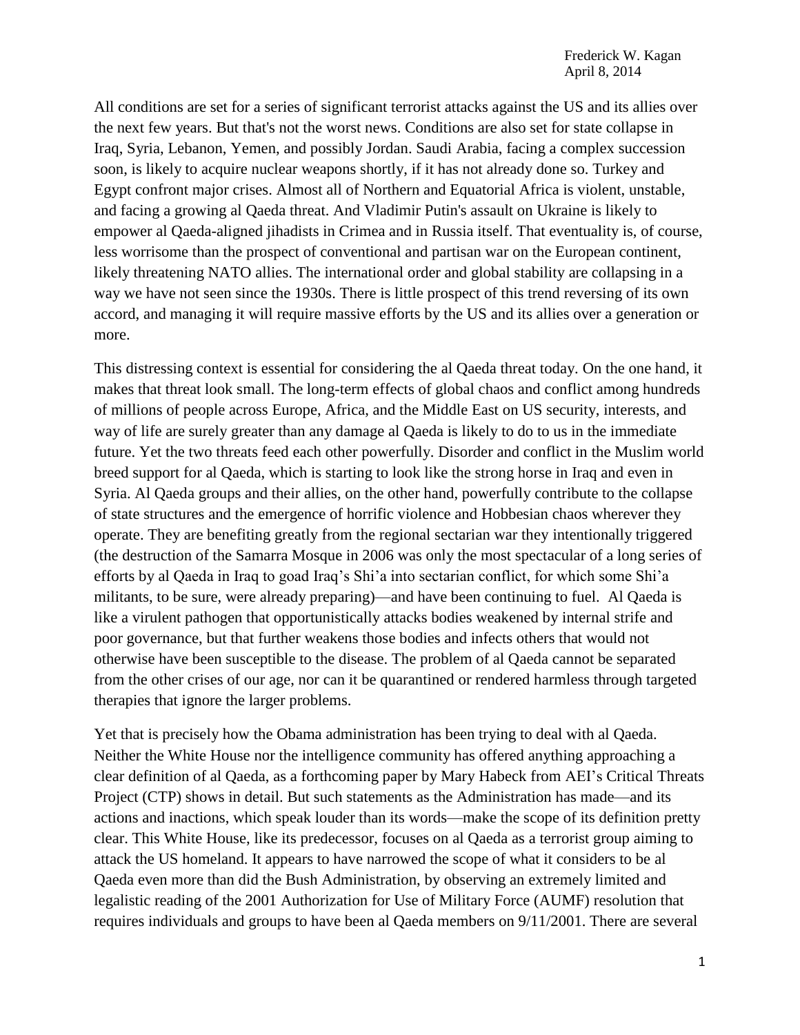Frederick W. Kagan
April 8, 2014

All conditions are set for a series of significant terrorist attacks against the US and its allies over the next few years. But that's not the worst news. Conditions are also set for state collapse in Iraq, Syria, Lebanon, Yemen, and possibly Jordan. Saudi Arabia, facing a complex succession soon, is likely to acquire nuclear weapons shortly, if it has not already done so. Turkey and Egypt confront major crises. Almost all of Northern and Equatorial Africa is violent, unstable, and facing a growing al Qaeda threat. And Vladimir Putin's assault on Ukraine is likely to empower al Qaeda-aligned jihadists in Crimea and in Russia itself. That eventuality is, of course, less worrisome than the prospect of conventional and partisan war on the European continent, likely threatening NATO allies. The international order and global stability are collapsing in a way we have not seen since the 1930s. There is little prospect of this trend reversing of its own accord, and managing it will require massive efforts by the US and its allies over a generation or more.

This distressing context is essential for considering the al Qaeda threat today. On the one hand, it makes that threat look small. The long-term effects of global chaos and conflict among hundreds of millions of people across Europe, Africa, and the Middle East on US security, interests, and way of life are surely greater than any damage al Qaeda is likely to do to us in the immediate future. Yet the two threats feed each other powerfully. Disorder and conflict in the Muslim world breed support for al Qaeda, which is starting to look like the strong horse in Iraq and even in Syria. Al Qaeda groups and their allies, on the other hand, powerfully contribute to the collapse of state structures and the emergence of horrific violence and Hobbesian chaos wherever they operate. They are benefiting greatly from the regional sectarian war they intentionally triggered (the destruction of the Samarra Mosque in 2006 was only the most spectacular of a long series of efforts by al Qaeda in Iraq to goad Iraq's Shi'a into sectarian conflict, for which some Shi'a militants, to be sure, were already preparing)—and have been continuing to fuel. Al Qaeda is like a virulent pathogen that opportunistically attacks bodies weakened by internal strife and poor governance, but that further weakens those bodies and infects others that would not otherwise have been susceptible to the disease. The problem of al Qaeda cannot be separated from the other crises of our age, nor can it be quarantined or rendered harmless through targeted therapies that ignore the larger problems.

Yet that is precisely how the Obama administration has been trying to deal with al Qaeda. Neither the White House nor the intelligence community has offered anything approaching a clear definition of al Qaeda, as a forthcoming paper by Mary Habeck from AEI's Critical Threats Project (CTP) shows in detail. But such statements as the Administration has made—and its actions and inactions, which speak louder than its words—make the scope of its definition pretty clear. This White House, like its predecessor, focuses on al Qaeda as a terrorist group aiming to attack the US homeland. It appears to have narrowed the scope of what it considers to be al Qaeda even more than did the Bush Administration, by observing an extremely limited and legalistic reading of the 2001 Authorization for Use of Military Force (AUMF) resolution that requires individuals and groups to have been al Qaeda members on 9/11/2001. There are several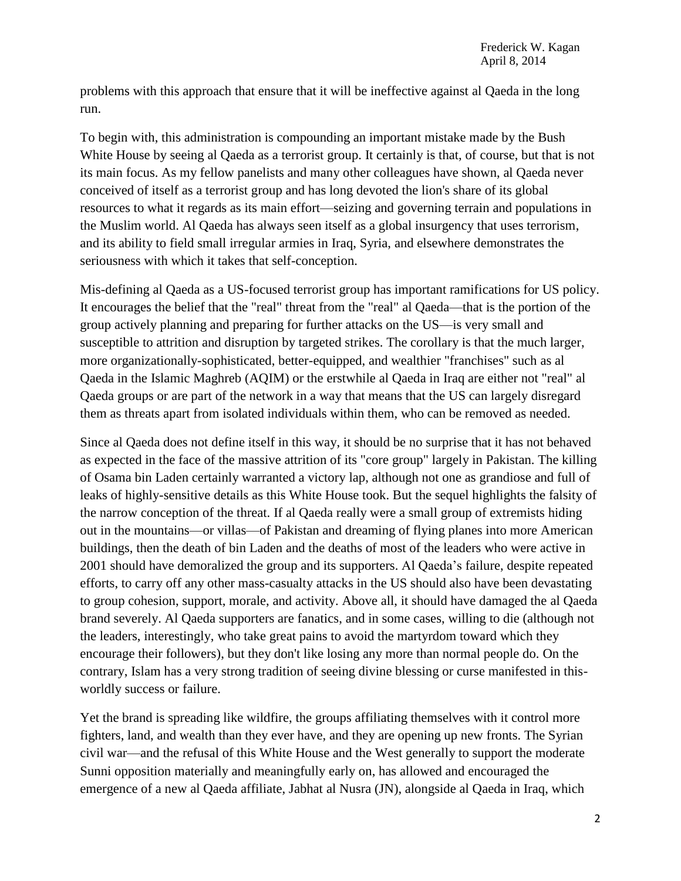problems with this approach that ensure that it will be ineffective against al Qaeda in the long run.

To begin with, this administration is compounding an important mistake made by the Bush White House by seeing al Qaeda as a terrorist group. It certainly is that, of course, but that is not its main focus. As my fellow panelists and many other colleagues have shown, al Qaeda never conceived of itself as a terrorist group and has long devoted the lion's share of its global resources to what it regards as its main effort—seizing and governing terrain and populations in the Muslim world. Al Qaeda has always seen itself as a global insurgency that uses terrorism, and its ability to field small irregular armies in Iraq, Syria, and elsewhere demonstrates the seriousness with which it takes that self-conception.

Mis-defining al Qaeda as a US-focused terrorist group has important ramifications for US policy. It encourages the belief that the "real" threat from the "real" al Qaeda—that is the portion of the group actively planning and preparing for further attacks on the US—is very small and susceptible to attrition and disruption by targeted strikes. The corollary is that the much larger, more organizationally-sophisticated, better-equipped, and wealthier "franchises" such as al Qaeda in the Islamic Maghreb (AQIM) or the erstwhile al Qaeda in Iraq are either not "real" al Qaeda groups or are part of the network in a way that means that the US can largely disregard them as threats apart from isolated individuals within them, who can be removed as needed.

Since al Qaeda does not define itself in this way, it should be no surprise that it has not behaved as expected in the face of the massive attrition of its "core group" largely in Pakistan. The killing of Osama bin Laden certainly warranted a victory lap, although not one as grandiose and full of leaks of highly-sensitive details as this White House took. But the sequel highlights the falsity of the narrow conception of the threat. If al Qaeda really were a small group of extremists hiding out in the mountains—or villas—of Pakistan and dreaming of flying planes into more American buildings, then the death of bin Laden and the deaths of most of the leaders who were active in 2001 should have demoralized the group and its supporters. Al Qaeda's failure, despite repeated efforts, to carry off any other mass-casualty attacks in the US should also have been devastating to group cohesion, support, morale, and activity. Above all, it should have damaged the al Qaeda brand severely. Al Qaeda supporters are fanatics, and in some cases, willing to die (although not the leaders, interestingly, who take great pains to avoid the martyrdom toward which they encourage their followers), but they don't like losing any more than normal people do. On the contrary, Islam has a very strong tradition of seeing divine blessing or curse manifested in this-worldly success or failure.

Yet the brand is spreading like wildfire, the groups affiliating themselves with it control more fighters, land, and wealth than they ever have, and they are opening up new fronts. The Syrian civil war—and the refusal of this White House and the West generally to support the moderate Sunni opposition materially and meaningfully early on, has allowed and encouraged the emergence of a new al Qaeda affiliate, Jabhat al Nusra (JN), alongside al Qaeda in Iraq, which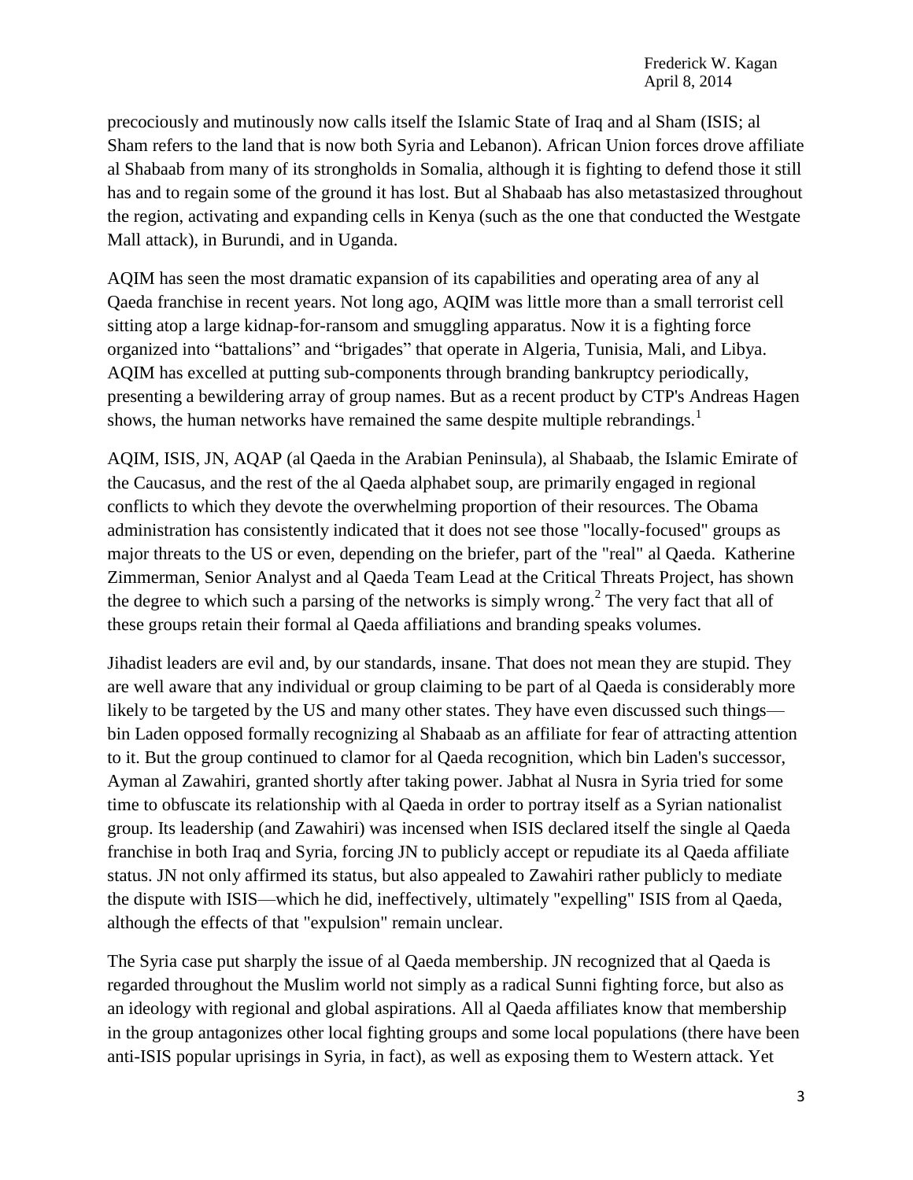precociously and mutinously now calls itself the Islamic State of Iraq and al Sham (ISIS; al Sham refers to the land that is now both Syria and Lebanon). African Union forces drove affiliate al Shabaab from many of its strongholds in Somalia, although it is fighting to defend those it still has and to regain some of the ground it has lost. But al Shabaab has also metastasized throughout the region, activating and expanding cells in Kenya (such as the one that conducted the Westgate Mall attack), in Burundi, and in Uganda.

AQIM has seen the most dramatic expansion of its capabilities and operating area of any al Qaeda franchise in recent years. Not long ago, AQIM was little more than a small terrorist cell sitting atop a large kidnap-for-ransom and smuggling apparatus. Now it is a fighting force organized into "battalions" and "brigades" that operate in Algeria, Tunisia, Mali, and Libya. AQIM has excelled at putting sub-components through branding bankruptcy periodically, presenting a bewildering array of group names. But as a recent product by CTP's Andreas Hagen shows, the human networks have remained the same despite multiple rebrandings.[1]

AQIM, ISIS, JN, AQAP (al Qaeda in the Arabian Peninsula), al Shabaab, the Islamic Emirate of the Caucasus, and the rest of the al Qaeda alphabet soup, are primarily engaged in regional conflicts to which they devote the overwhelming proportion of their resources. The Obama administration has consistently indicated that it does not see those "locally-focused" groups as major threats to the US or even, depending on the briefer, part of the "real" al Qaeda. Katherine Zimmerman, Senior Analyst and al Qaeda Team Lead at the Critical Threats Project, has shown the degree to which such a parsing of the networks is simply wrong.[2] The very fact that all of these groups retain their formal al Qaeda affiliations and branding speaks volumes.

Jihadist leaders are evil and, by our standards, insane. That does not mean they are stupid. They are well aware that any individual or group claiming to be part of al Qaeda is considerably more likely to be targeted by the US and many other states. They have even discussed such things—bin Laden opposed formally recognizing al Shabaab as an affiliate for fear of attracting attention to it. But the group continued to clamor for al Qaeda recognition, which bin Laden's successor, Ayman al Zawahiri, granted shortly after taking power. Jabhat al Nusra in Syria tried for some time to obfuscate its relationship with al Qaeda in order to portray itself as a Syrian nationalist group. Its leadership (and Zawahiri) was incensed when ISIS declared itself the single al Qaeda franchise in both Iraq and Syria, forcing JN to publicly accept or repudiate its al Qaeda affiliate status. JN not only affirmed its status, but also appealed to Zawahiri rather publicly to mediate the dispute with ISIS—which he did, ineffectively, ultimately "expelling" ISIS from al Qaeda, although the effects of that "expulsion" remain unclear.

The Syria case put sharply the issue of al Qaeda membership. JN recognized that al Qaeda is regarded throughout the Muslim world not simply as a radical Sunni fighting force, but also as an ideology with regional and global aspirations. All al Qaeda affiliates know that membership in the group antagonizes other local fighting groups and some local populations (there have been anti-ISIS popular uprisings in Syria, in fact), as well as exposing them to Western attack. Yet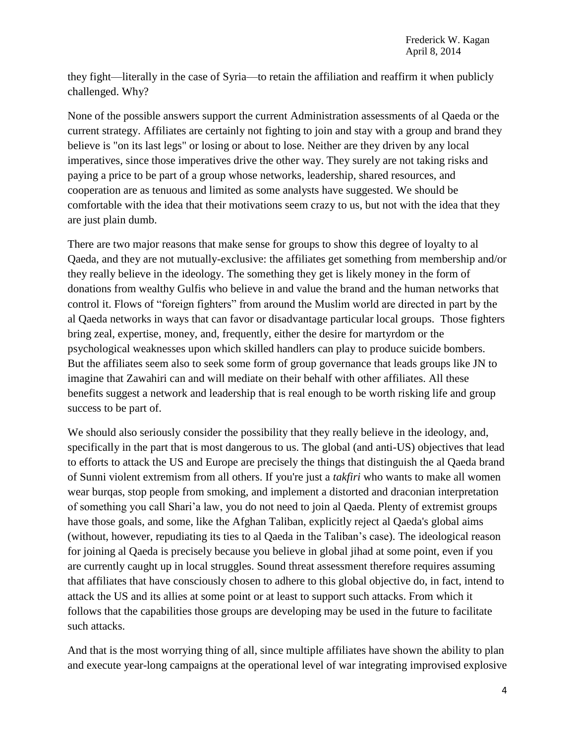they fight—literally in the case of Syria—to retain the affiliation and reaffirm it when publicly challenged. Why?

None of the possible answers support the current Administration assessments of al Qaeda or the current strategy. Affiliates are certainly not fighting to join and stay with a group and brand they believe is "on its last legs" or losing or about to lose. Neither are they driven by any local imperatives, since those imperatives drive the other way. They surely are not taking risks and paying a price to be part of a group whose networks, leadership, shared resources, and cooperation are as tenuous and limited as some analysts have suggested. We should be comfortable with the idea that their motivations seem crazy to us, but not with the idea that they are just plain dumb.

There are two major reasons that make sense for groups to show this degree of loyalty to al Qaeda, and they are not mutually-exclusive: the affiliates get something from membership and/or they really believe in the ideology. The something they get is likely money in the form of donations from wealthy Gulfis who believe in and value the brand and the human networks that control it. Flows of "foreign fighters" from around the Muslim world are directed in part by the al Qaeda networks in ways that can favor or disadvantage particular local groups. Those fighters bring zeal, expertise, money, and, frequently, either the desire for martyrdom or the psychological weaknesses upon which skilled handlers can play to produce suicide bombers. But the affiliates seem also to seek some form of group governance that leads groups like JN to imagine that Zawahiri can and will mediate on their behalf with other affiliates. All these benefits suggest a network and leadership that is real enough to be worth risking life and group success to be part of.

We should also seriously consider the possibility that they really believe in the ideology, and, specifically in the part that is most dangerous to us. The global (and anti-US) objectives that lead to efforts to attack the US and Europe are precisely the things that distinguish the al Qaeda brand of Sunni violent extremism from all others. If you're just a *takfiri* who wants to make all women wear burqas, stop people from smoking, and implement a distorted and draconian interpretation of something you call Shari'a law, you do not need to join al Qaeda. Plenty of extremist groups have those goals, and some, like the Afghan Taliban, explicitly reject al Qaeda's global aims (without, however, repudiating its ties to al Qaeda in the Taliban's case). The ideological reason for joining al Qaeda is precisely because you believe in global jihad at some point, even if you are currently caught up in local struggles. Sound threat assessment therefore requires assuming that affiliates that have consciously chosen to adhere to this global objective do, in fact, intend to attack the US and its allies at some point or at least to support such attacks. From which it follows that the capabilities those groups are developing may be used in the future to facilitate such attacks.

And that is the most worrying thing of all, since multiple affiliates have shown the ability to plan and execute year-long campaigns at the operational level of war integrating improvised explosive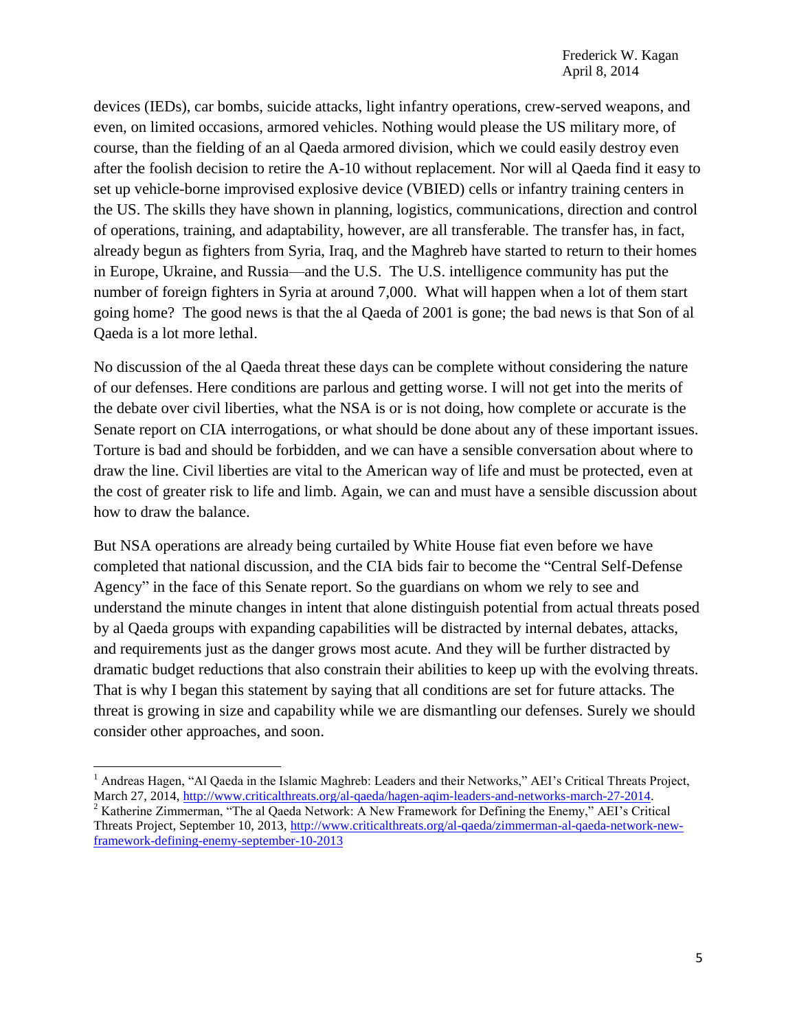devices (IEDs), car bombs, suicide attacks, light infantry operations, crew-served weapons, and even, on limited occasions, armored vehicles. Nothing would please the US military more, of course, than the fielding of an al Qaeda armored division, which we could easily destroy even after the foolish decision to retire the A-10 without replacement. Nor will al Qaeda find it easy to set up vehicle-borne improvised explosive device (VBIED) cells or infantry training centers in the US. The skills they have shown in planning, logistics, communications, direction and control of operations, training, and adaptability, however, are all transferable. The transfer has, in fact, already begun as fighters from Syria, Iraq, and the Maghreb have started to return to their homes in Europe, Ukraine, and Russia—and the U.S. The U.S. intelligence community has put the number of foreign fighters in Syria at around 7,000. What will happen when a lot of them start going home? The good news is that the al Qaeda of 2001 is gone; the bad news is that Son of al Qaeda is a lot more lethal.

No discussion of the al Qaeda threat these days can be complete without considering the nature of our defenses. Here conditions are parlous and getting worse. I will not get into the merits of the debate over civil liberties, what the NSA is or is not doing, how complete or accurate is the Senate report on CIA interrogations, or what should be done about any of these important issues. Torture is bad and should be forbidden, and we can have a sensible conversation about where to draw the line. Civil liberties are vital to the American way of life and must be protected, even at the cost of greater risk to life and limb. Again, we can and must have a sensible discussion about how to draw the balance.

But NSA operations are already being curtailed by White House fiat even before we have completed that national discussion, and the CIA bids fair to become the "Central Self-Defense Agency" in the face of this Senate report. So the guardians on whom we rely to see and understand the minute changes in intent that alone distinguish potential from actual threats posed by al Qaeda groups with expanding capabilities will be distracted by internal debates, attacks, and requirements just as the danger grows most acute. And they will be further distracted by dramatic budget reductions that also constrain their abilities to keep up with the evolving threats. That is why I began this statement by saying that all conditions are set for future attacks. The threat is growing in size and capability while we are dismantling our defenses. Surely we should consider other approaches, and soon.

---

[1] Andreas Hagen, "Al Qaeda in the Islamic Maghreb: Leaders and their Networks," AEI's Critical Threats Project, March 27, 2014, http://www.criticalthreats.org/al-qaeda/hagen-aqim-leaders-and-networks-march-27-2014.

[2] Katherine Zimmerman, "The al Qaeda Network: A New Framework for Defining the Enemy," AEI's Critical Threats Project, September 10, 2013, http://www.criticalthreats.org/al-qaeda/zimmerman-al-qaeda-network-new-framework-defining-enemy-september-10-2013